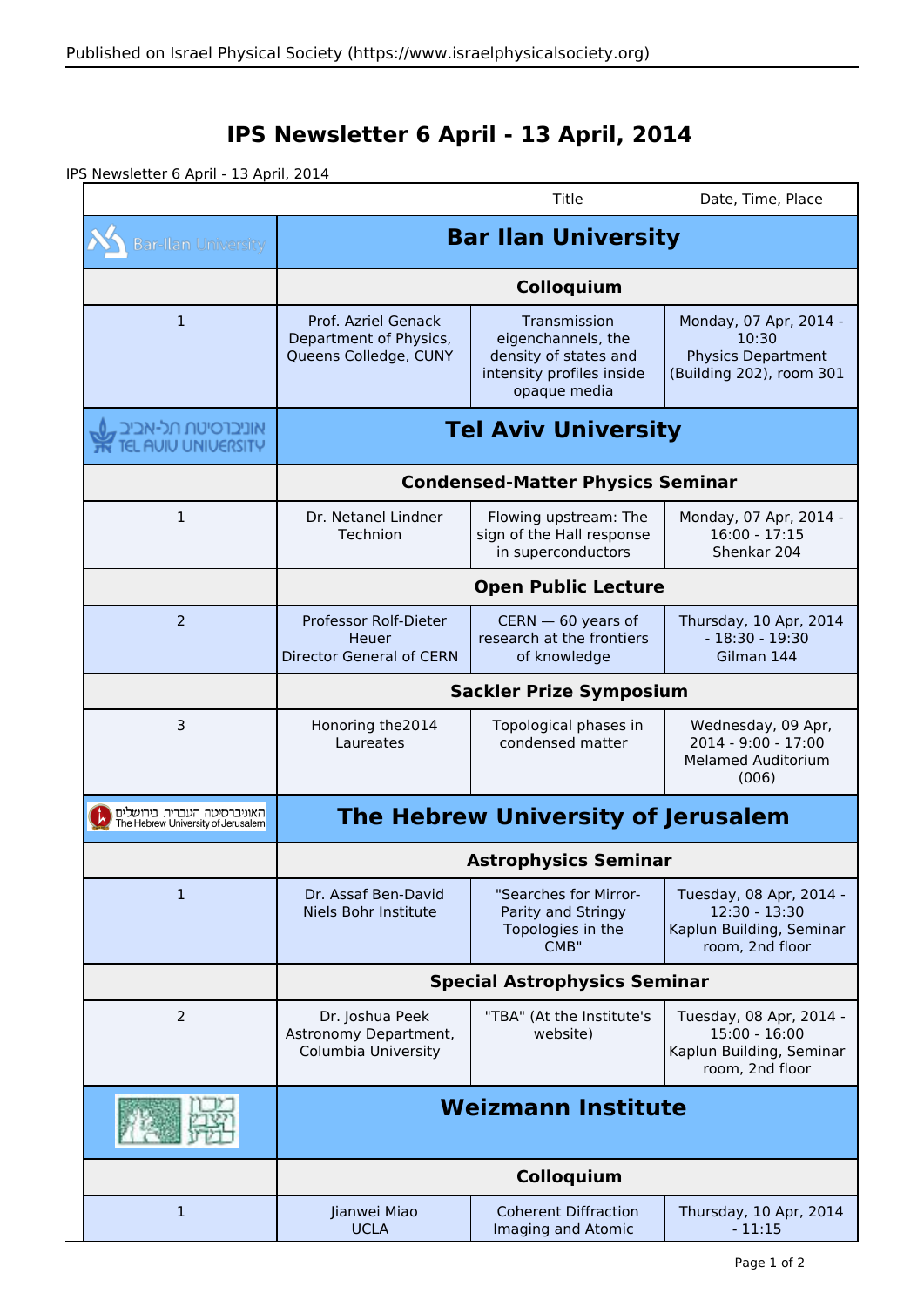# IPS Newsletter 6 April - 13 April, 2014

IPS Newsletter 6 April - 13 April, 2014

| | | Title | Date, Time, Place |
|---|---|---|---|
| Bar-Ilan University | **Bar Ilan University** | | |
| | **Colloquium** | | |
| 1 | Prof. Azriel Genack<br>Department of Physics, Queens Colledge, CUNY | Transmission eigenchannels, the density of states and intensity profiles inside opaque media | Monday, 07 Apr, 2014 - 10:30<br>Physics Department (Building 202), room 301 |
| אוניברסיטת תל-אביב TEL AVIV UNIVERSITY | **Tel Aviv University** | | |
| | **Condensed-Matter Physics Seminar** | | |
| 1 | Dr. Netanel Lindner<br>Technion | Flowing upstream: The sign of the Hall response in superconductors | Monday, 07 Apr, 2014 - 16:00 - 17:15<br>Shenkar 204 |
| | **Open Public Lecture** | | |
| 2 | Professor Rolf-Dieter Heuer<br>Director General of CERN | CERN — 60 years of research at the frontiers of knowledge | Thursday, 10 Apr, 2014 - 18:30 - 19:30<br>Gilman 144 |
| | **Sackler Prize Symposium** | | |
| 3 | Honoring the2014 Laureates | Topological phases in condensed matter | Wednesday, 09 Apr, 2014 - 9:00 - 17:00<br>Melamed Auditorium (006) |
| האוניברסיטה העברית בירושלים The Hebrew University of Jerusalem | **The Hebrew University of Jerusalem** | | |
| | **Astrophysics Seminar** | | |
| 1 | Dr. Assaf Ben-David<br>Niels Bohr Institute | "Searches for Mirror-Parity and Stringy Topologies in the CMB" | Tuesday, 08 Apr, 2014 - 12:30 - 13:30<br>Kaplun Building, Seminar room, 2nd floor |
| | **Special Astrophysics Seminar** | | |
| 2 | Dr. Joshua Peek<br>Astronomy Department, Columbia University | "TBA" (At the Institute's website) | Tuesday, 08 Apr, 2014 - 15:00 - 16:00<br>Kaplun Building, Seminar room, 2nd floor |
| | **Weizmann Institute** | | |
| | **Colloquium** | | |
| 1 | Jianwei Miao<br>UCLA | Coherent Diffraction Imaging and Atomic | Thursday, 10 Apr, 2014 - 11:15 |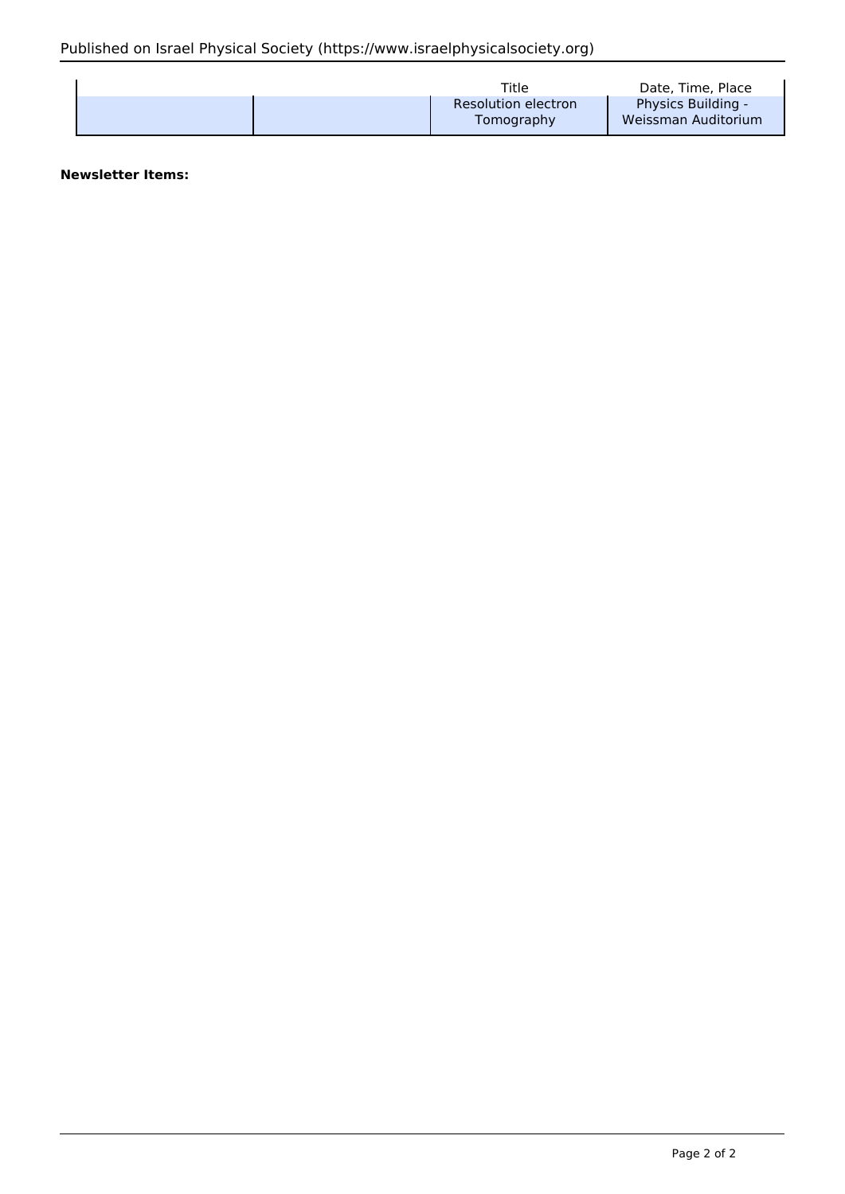| | | Title | Date, Time, Place |
|---|---|---|---|
| | | Resolution electron Tomography | Physics Building - Weissman Auditorium |

**Newsletter Items:**